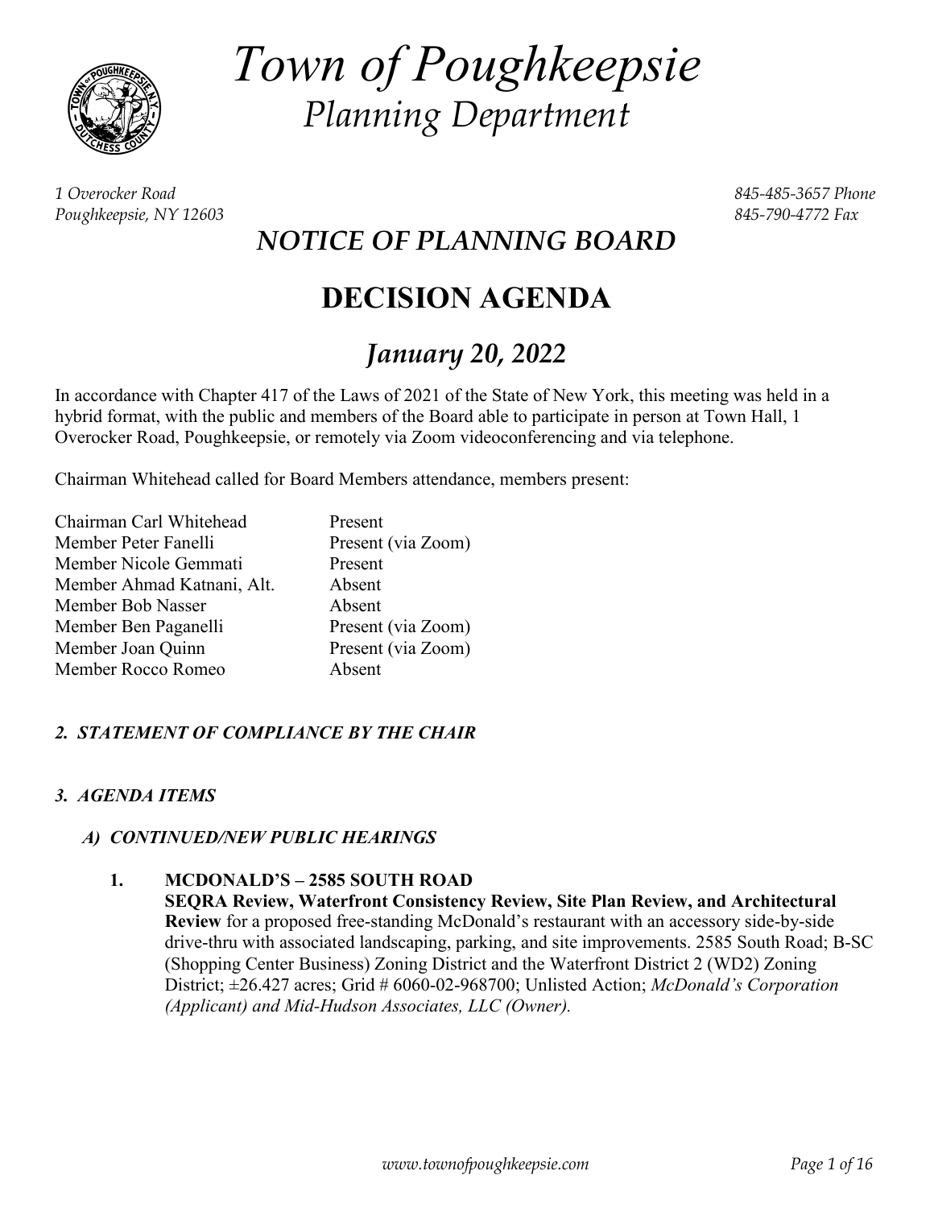# *Town of Poughkeepsie*

## *Planning Department*

*1 Overocker Road*
*Poughkeepsie, NY 12603*

*845-485-3657 Phone*
*845-790-4772 Fax*

## *NOTICE OF PLANNING BOARD*

# DECISION AGENDA

## *January 20, 2022*

In accordance with Chapter 417 of the Laws of 2021 of the State of New York, this meeting was held in a hybrid format, with the public and members of the Board able to participate in person at Town Hall, 1 Overocker Road, Poughkeepsie, or remotely via Zoom videoconferencing and via telephone.

Chairman Whitehead called for Board Members attendance, members present:

| | |
|---|---|
| Chairman Carl Whitehead | Present |
| Member Peter Fanelli | Present (via Zoom) |
| Member Nicole Gemmati | Present |
| Member Ahmad Katnani, Alt. | Absent |
| Member Bob Nasser | Absent |
| Member Ben Paganelli | Present (via Zoom) |
| Member Joan Quinn | Present (via Zoom) |
| Member Rocco Romeo | Absent |

### *2. STATEMENT OF COMPLIANCE BY THE CHAIR*

### *3. AGENDA ITEMS*

#### *A) CONTINUED/NEW PUBLIC HEARINGS*

1. **MCDONALD'S – 2585 SOUTH ROAD**
   **SEQRA Review, Waterfront Consistency Review, Site Plan Review, and Architectural Review** for a proposed free-standing McDonald's restaurant with an accessory side-by-side drive-thru with associated landscaping, parking, and site improvements. 2585 South Road; B-SC (Shopping Center Business) Zoning District and the Waterfront District 2 (WD2) Zoning District; ±26.427 acres; Grid # 6060-02-968700; Unlisted Action; *McDonald's Corporation (Applicant) and Mid-Hudson Associates, LLC (Owner).*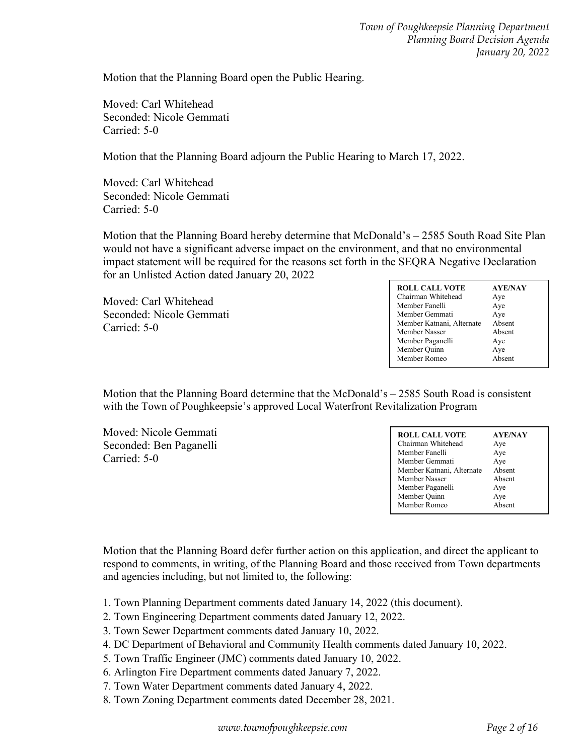Motion that the Planning Board open the Public Hearing.

Moved: Carl Whitehead
Seconded: Nicole Gemmati
Carried: 5-0

Motion that the Planning Board adjourn the Public Hearing to March 17, 2022.

Moved: Carl Whitehead
Seconded: Nicole Gemmati
Carried: 5-0

Motion that the Planning Board hereby determine that McDonald's – 2585 South Road Site Plan would not have a significant adverse impact on the environment, and that no environmental impact statement will be required for the reasons set forth in the SEQRA Negative Declaration for an Unlisted Action dated January 20, 2022

Moved: Carl Whitehead
Seconded: Nicole Gemmati
Carried: 5-0

| ROLL CALL VOTE | AYE/NAY |
|---|---|
| Chairman Whitehead | Aye |
| Member Fanelli | Aye |
| Member Gemmati | Aye |
| Member Katnani, Alternate | Absent |
| Member Nasser | Absent |
| Member Paganelli | Aye |
| Member Quinn | Aye |
| Member Romeo | Absent |

Motion that the Planning Board determine that the McDonald's – 2585 South Road is consistent with the Town of Poughkeepsie's approved Local Waterfront Revitalization Program

Moved: Nicole Gemmati
Seconded: Ben Paganelli
Carried: 5-0

| ROLL CALL VOTE | AYE/NAY |
|---|---|
| Chairman Whitehead | Aye |
| Member Fanelli | Aye |
| Member Gemmati | Aye |
| Member Katnani, Alternate | Absent |
| Member Nasser | Absent |
| Member Paganelli | Aye |
| Member Quinn | Aye |
| Member Romeo | Absent |

Motion that the Planning Board defer further action on this application, and direct the applicant to respond to comments, in writing, of the Planning Board and those received from Town departments and agencies including, but not limited to, the following:

1. Town Planning Department comments dated January 14, 2022 (this document).
2. Town Engineering Department comments dated January 12, 2022.
3. Town Sewer Department comments dated January 10, 2022.
4. DC Department of Behavioral and Community Health comments dated January 10, 2022.
5. Town Traffic Engineer (JMC) comments dated January 10, 2022.
6. Arlington Fire Department comments dated January 7, 2022.
7. Town Water Department comments dated January 4, 2022.
8. Town Zoning Department comments dated December 28, 2021.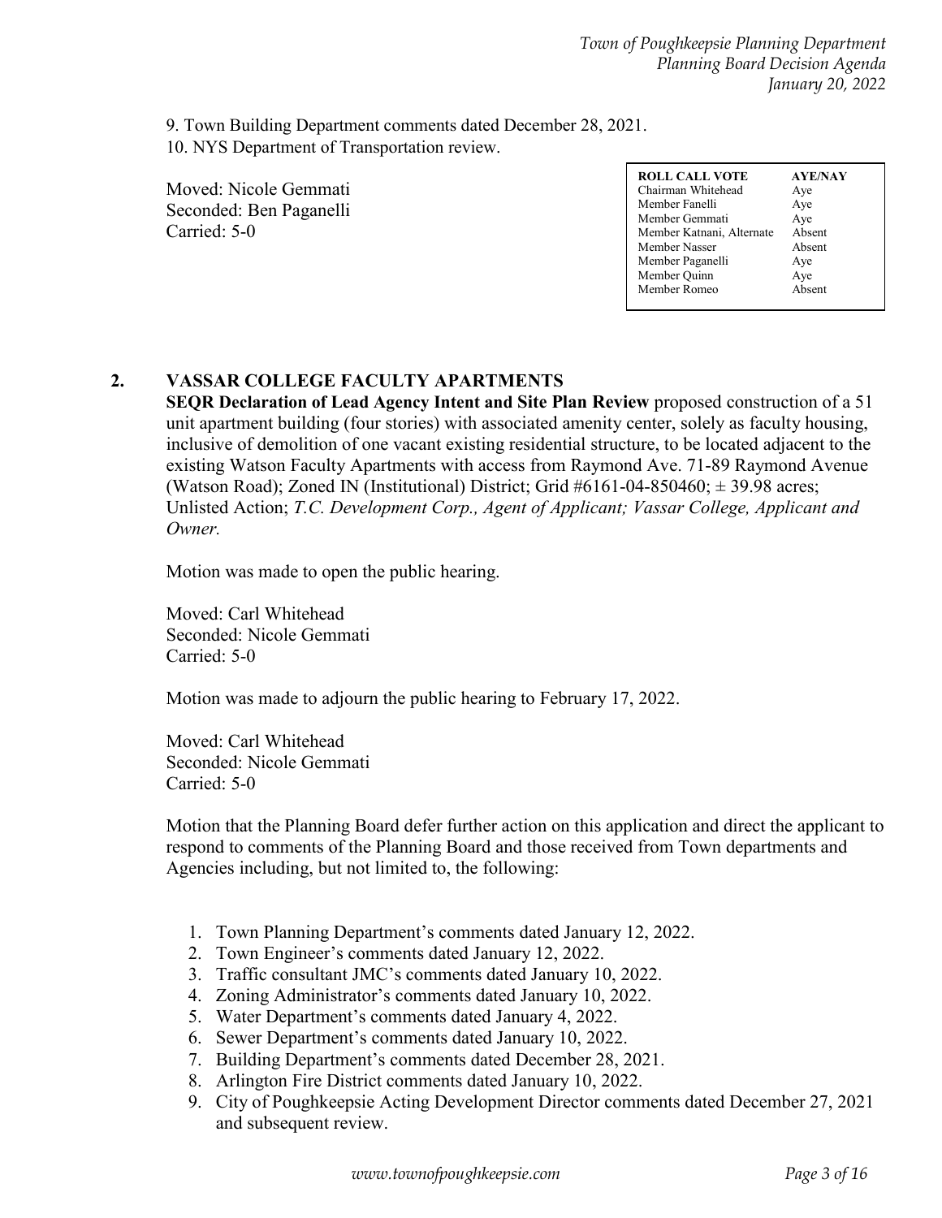9. Town Building Department comments dated December 28, 2021.
10. NYS Department of Transportation review.

Moved: Nicole Gemmati
Seconded: Ben Paganelli
Carried: 5-0

| ROLL CALL VOTE | AYE/NAY |
|---|---|
| Chairman Whitehead | Aye |
| Member Fanelli | Aye |
| Member Gemmati | Aye |
| Member Katnani, Alternate | Absent |
| Member Nasser | Absent |
| Member Paganelli | Aye |
| Member Quinn | Aye |
| Member Romeo | Absent |

## 2. VASSAR COLLEGE FACULTY APARTMENTS

**SEQR Declaration of Lead Agency Intent and Site Plan Review** proposed construction of a 51 unit apartment building (four stories) with associated amenity center, solely as faculty housing, inclusive of demolition of one vacant existing residential structure, to be located adjacent to the existing Watson Faculty Apartments with access from Raymond Ave. 71-89 Raymond Avenue (Watson Road); Zoned IN (Institutional) District; Grid #6161-04-850460; ± 39.98 acres; Unlisted Action; *T.C. Development Corp., Agent of Applicant; Vassar College, Applicant and Owner.*

Motion was made to open the public hearing.

Moved: Carl Whitehead
Seconded: Nicole Gemmati
Carried: 5-0

Motion was made to adjourn the public hearing to February 17, 2022.

Moved: Carl Whitehead
Seconded: Nicole Gemmati
Carried: 5-0

Motion that the Planning Board defer further action on this application and direct the applicant to respond to comments of the Planning Board and those received from Town departments and Agencies including, but not limited to, the following:

1. Town Planning Department's comments dated January 12, 2022.
2. Town Engineer's comments dated January 12, 2022.
3. Traffic consultant JMC's comments dated January 10, 2022.
4. Zoning Administrator's comments dated January 10, 2022.
5. Water Department's comments dated January 4, 2022.
6. Sewer Department's comments dated January 10, 2022.
7. Building Department's comments dated December 28, 2021.
8. Arlington Fire District comments dated January 10, 2022.
9. City of Poughkeepsie Acting Development Director comments dated December 27, 2021 and subsequent review.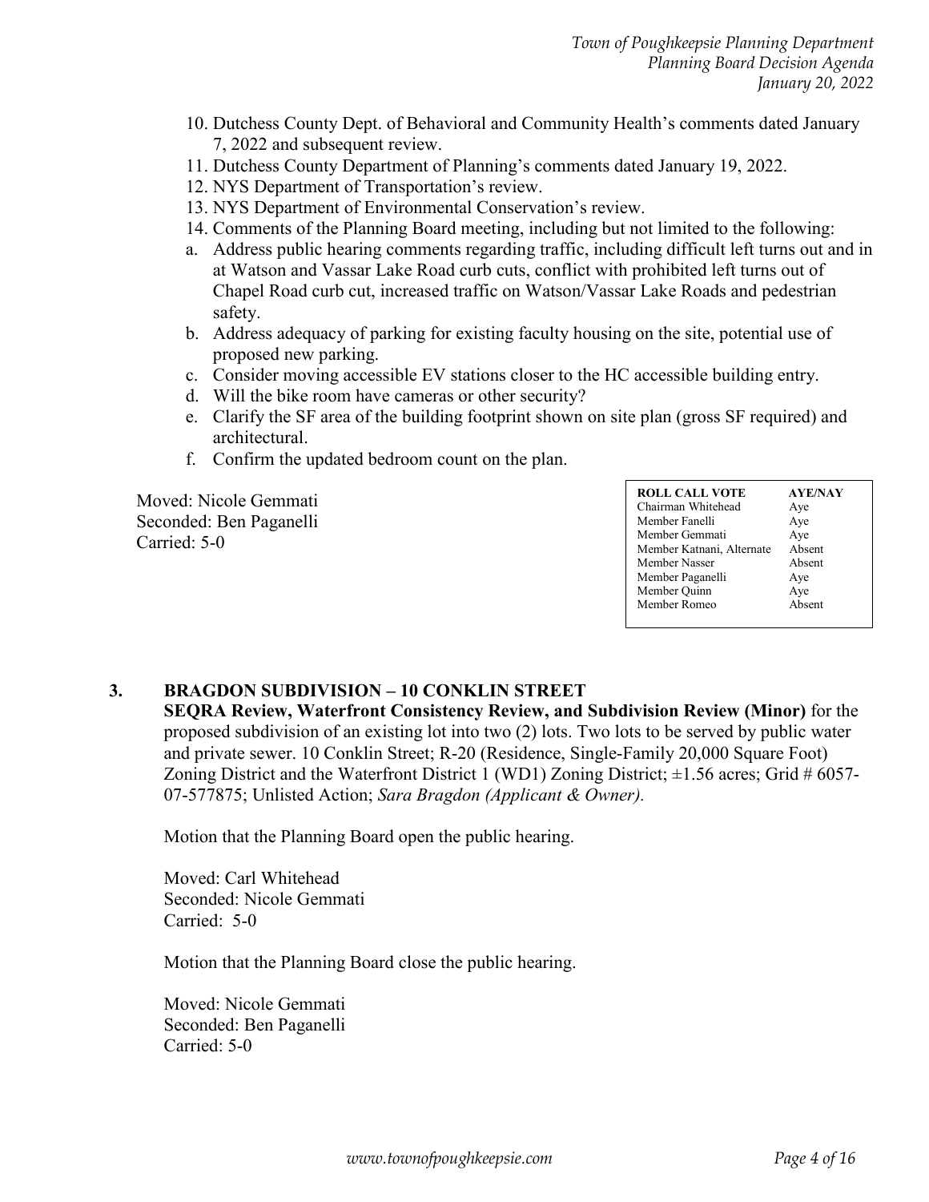10. Dutchess County Dept. of Behavioral and Community Health's comments dated January 7, 2022 and subsequent review.
11. Dutchess County Department of Planning's comments dated January 19, 2022.
12. NYS Department of Transportation's review.
13. NYS Department of Environmental Conservation's review.
14. Comments of the Planning Board meeting, including but not limited to the following:
    a. Address public hearing comments regarding traffic, including difficult left turns out and in at Watson and Vassar Lake Road curb cuts, conflict with prohibited left turns out of Chapel Road curb cut, increased traffic on Watson/Vassar Lake Roads and pedestrian safety.
    b. Address adequacy of parking for existing faculty housing on the site, potential use of proposed new parking.
    c. Consider moving accessible EV stations closer to the HC accessible building entry.
    d. Will the bike room have cameras or other security?
    e. Clarify the SF area of the building footprint shown on site plan (gross SF required) and architectural.
    f. Confirm the updated bedroom count on the plan.

Moved: Nicole Gemmati
Seconded: Ben Paganelli
Carried: 5-0

| ROLL CALL VOTE | AYE/NAY |
|---|---|
| Chairman Whitehead | Aye |
| Member Fanelli | Aye |
| Member Gemmati | Aye |
| Member Katnani, Alternate | Absent |
| Member Nasser | Absent |
| Member Paganelli | Aye |
| Member Quinn | Aye |
| Member Romeo | Absent |

## 3. BRAGDON SUBDIVISION – 10 CONKLIN STREET

**SEQRA Review, Waterfront Consistency Review, and Subdivision Review (Minor)** for the proposed subdivision of an existing lot into two (2) lots. Two lots to be served by public water and private sewer. 10 Conklin Street; R-20 (Residence, Single-Family 20,000 Square Foot) Zoning District and the Waterfront District 1 (WD1) Zoning District; ±1.56 acres; Grid # 6057-07-577875; Unlisted Action; *Sara Bragdon (Applicant & Owner).*

Motion that the Planning Board open the public hearing.

Moved: Carl Whitehead
Seconded: Nicole Gemmati
Carried: 5-0

Motion that the Planning Board close the public hearing.

Moved: Nicole Gemmati
Seconded: Ben Paganelli
Carried: 5-0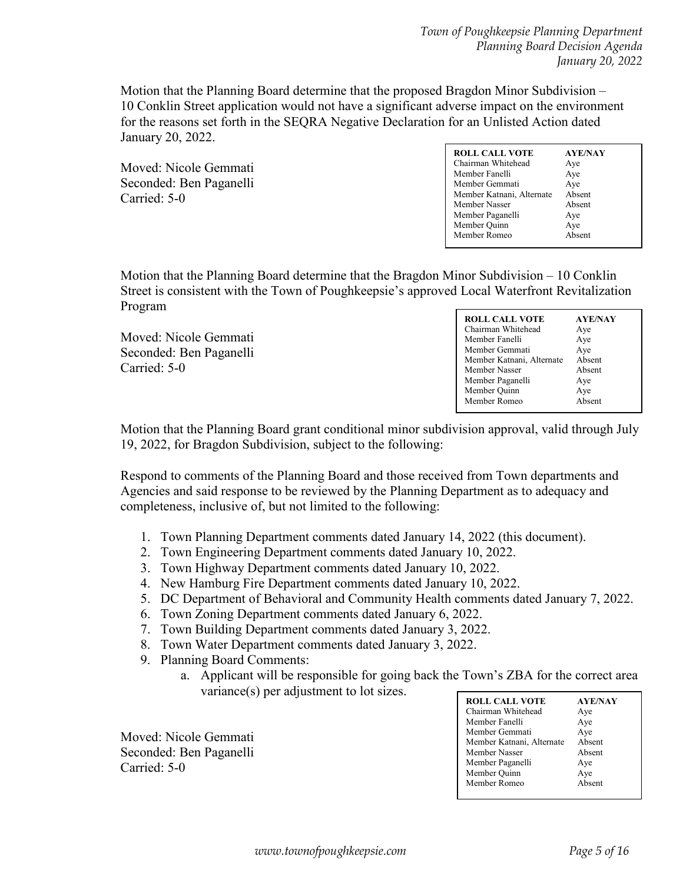Motion that the Planning Board determine that the proposed Bragdon Minor Subdivision – 10 Conklin Street application would not have a significant adverse impact on the environment for the reasons set forth in the SEQRA Negative Declaration for an Unlisted Action dated January 20, 2022.

Moved: Nicole Gemmati
Seconded: Ben Paganelli
Carried: 5-0

| ROLL CALL VOTE | AYE/NAY |
|---|---|
| Chairman Whitehead | Aye |
| Member Fanelli | Aye |
| Member Gemmati | Aye |
| Member Katnani, Alternate | Absent |
| Member Nasser | Absent |
| Member Paganelli | Aye |
| Member Quinn | Aye |
| Member Romeo | Absent |

Motion that the Planning Board determine that the Bragdon Minor Subdivision – 10 Conklin Street is consistent with the Town of Poughkeepsie's approved Local Waterfront Revitalization Program

Moved: Nicole Gemmati
Seconded: Ben Paganelli
Carried: 5-0

| ROLL CALL VOTE | AYE/NAY |
|---|---|
| Chairman Whitehead | Aye |
| Member Fanelli | Aye |
| Member Gemmati | Aye |
| Member Katnani, Alternate | Absent |
| Member Nasser | Absent |
| Member Paganelli | Aye |
| Member Quinn | Aye |
| Member Romeo | Absent |

Motion that the Planning Board grant conditional minor subdivision approval, valid through July 19, 2022, for Bragdon Subdivision, subject to the following:

Respond to comments of the Planning Board and those received from Town departments and Agencies and said response to be reviewed by the Planning Department as to adequacy and completeness, inclusive of, but not limited to the following:

1. Town Planning Department comments dated January 14, 2022 (this document).
2. Town Engineering Department comments dated January 10, 2022.
3. Town Highway Department comments dated January 10, 2022.
4. New Hamburg Fire Department comments dated January 10, 2022.
5. DC Department of Behavioral and Community Health comments dated January 7, 2022.
6. Town Zoning Department comments dated January 6, 2022.
7. Town Building Department comments dated January 3, 2022.
8. Town Water Department comments dated January 3, 2022.
9. Planning Board Comments:
    a. Applicant will be responsible for going back the Town's ZBA for the correct area variance(s) per adjustment to lot sizes.

Moved: Nicole Gemmati
Seconded: Ben Paganelli
Carried: 5-0

| ROLL CALL VOTE | AYE/NAY |
|---|---|
| Chairman Whitehead | Aye |
| Member Fanelli | Aye |
| Member Gemmati | Aye |
| Member Katnani, Alternate | Absent |
| Member Nasser | Absent |
| Member Paganelli | Aye |
| Member Quinn | Aye |
| Member Romeo | Absent |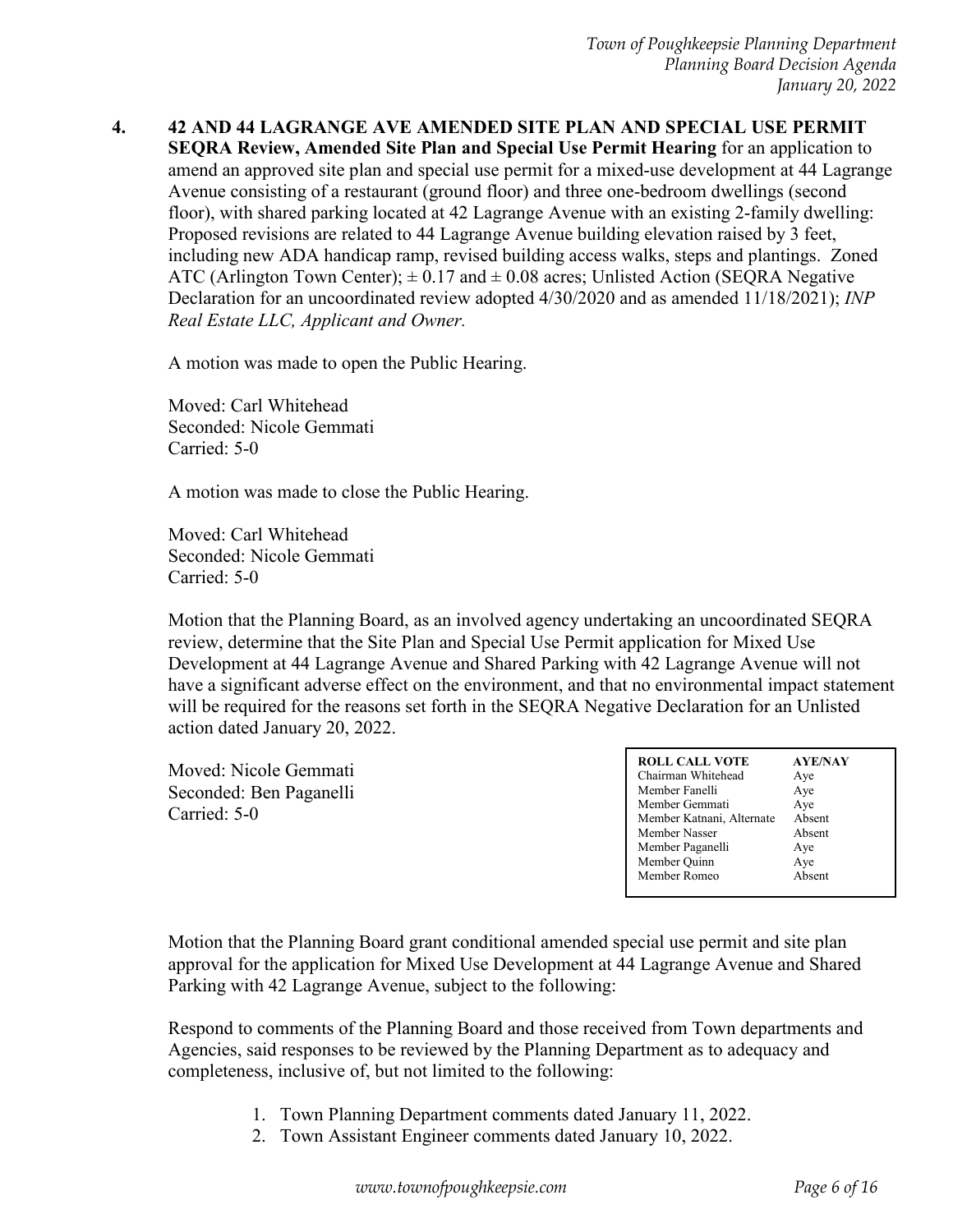**4. 42 AND 44 LAGRANGE AVE AMENDED SITE PLAN AND SPECIAL USE PERMIT**
**SEQRA Review, Amended Site Plan and Special Use Permit Hearing** for an application to amend an approved site plan and special use permit for a mixed-use development at 44 Lagrange Avenue consisting of a restaurant (ground floor) and three one-bedroom dwellings (second floor), with shared parking located at 42 Lagrange Avenue with an existing 2-family dwelling: Proposed revisions are related to 44 Lagrange Avenue building elevation raised by 3 feet, including new ADA handicap ramp, revised building access walks, steps and plantings. Zoned ATC (Arlington Town Center); ± 0.17 and ± 0.08 acres; Unlisted Action (SEQRA Negative Declaration for an uncoordinated review adopted 4/30/2020 and as amended 11/18/2021); *INP Real Estate LLC, Applicant and Owner.*

A motion was made to open the Public Hearing.

Moved: Carl Whitehead
Seconded: Nicole Gemmati
Carried: 5-0

A motion was made to close the Public Hearing.

Moved: Carl Whitehead
Seconded: Nicole Gemmati
Carried: 5-0

Motion that the Planning Board, as an involved agency undertaking an uncoordinated SEQRA review, determine that the Site Plan and Special Use Permit application for Mixed Use Development at 44 Lagrange Avenue and Shared Parking with 42 Lagrange Avenue will not have a significant adverse effect on the environment, and that no environmental impact statement will be required for the reasons set forth in the SEQRA Negative Declaration for an Unlisted action dated January 20, 2022.

Moved: Nicole Gemmati
Seconded: Ben Paganelli
Carried: 5-0

| ROLL CALL VOTE | AYE/NAY |
|---|---|
| Chairman Whitehead | Aye |
| Member Fanelli | Aye |
| Member Gemmati | Aye |
| Member Katnani, Alternate | Absent |
| Member Nasser | Absent |
| Member Paganelli | Aye |
| Member Quinn | Aye |
| Member Romeo | Absent |

Motion that the Planning Board grant conditional amended special use permit and site plan approval for the application for Mixed Use Development at 44 Lagrange Avenue and Shared Parking with 42 Lagrange Avenue, subject to the following:

Respond to comments of the Planning Board and those received from Town departments and Agencies, said responses to be reviewed by the Planning Department as to adequacy and completeness, inclusive of, but not limited to the following:

1. Town Planning Department comments dated January 11, 2022.
2. Town Assistant Engineer comments dated January 10, 2022.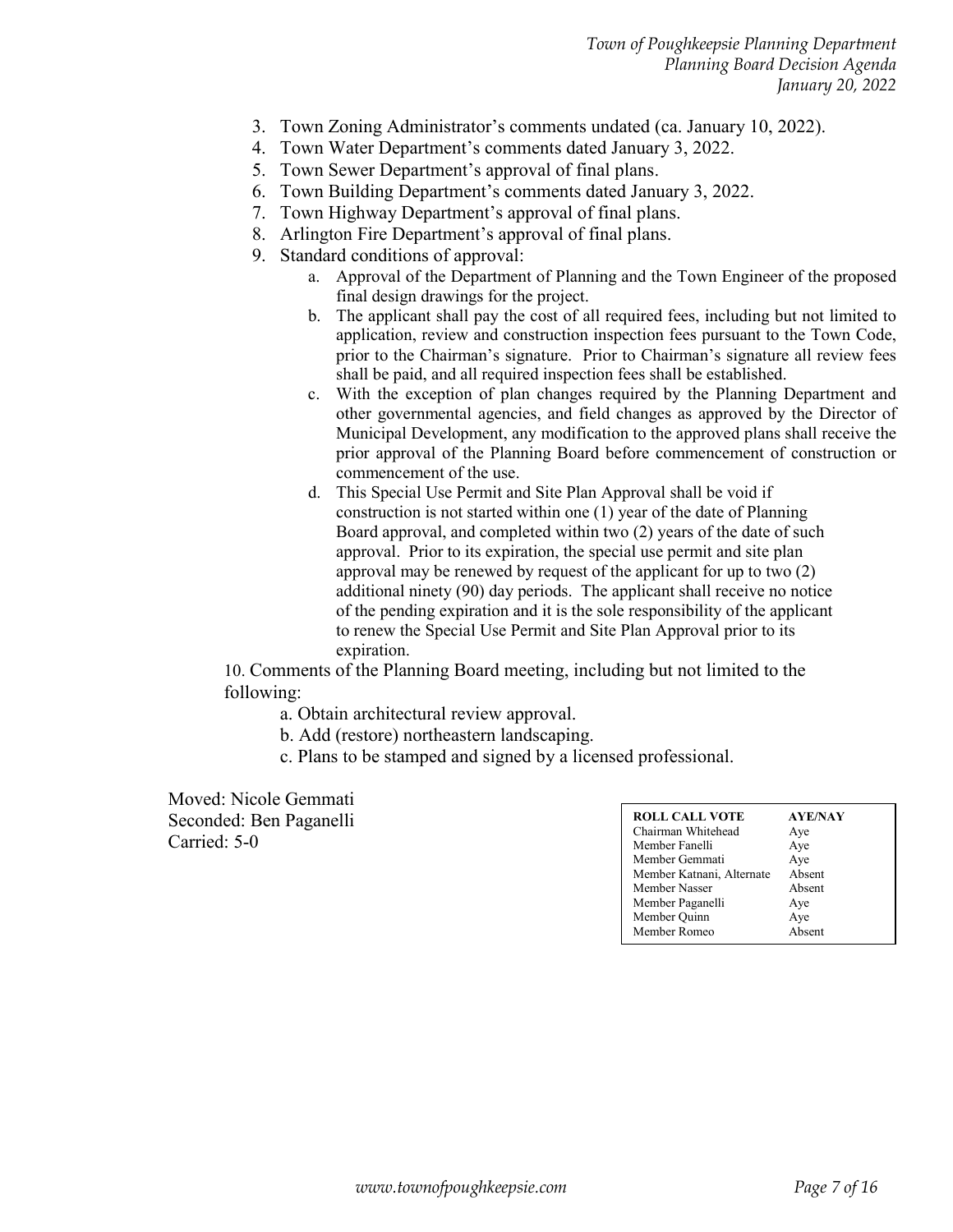3. Town Zoning Administrator's comments undated (ca. January 10, 2022).
4. Town Water Department's comments dated January 3, 2022.
5. Town Sewer Department's approval of final plans.
6. Town Building Department's comments dated January 3, 2022.
7. Town Highway Department's approval of final plans.
8. Arlington Fire Department's approval of final plans.
9. Standard conditions of approval:
    a. Approval of the Department of Planning and the Town Engineer of the proposed final design drawings for the project.
    b. The applicant shall pay the cost of all required fees, including but not limited to application, review and construction inspection fees pursuant to the Town Code, prior to the Chairman's signature. Prior to Chairman's signature all review fees shall be paid, and all required inspection fees shall be established.
    c. With the exception of plan changes required by the Planning Department and other governmental agencies, and field changes as approved by the Director of Municipal Development, any modification to the approved plans shall receive the prior approval of the Planning Board before commencement of construction or commencement of the use.
    d. This Special Use Permit and Site Plan Approval shall be void if construction is not started within one (1) year of the date of Planning Board approval, and completed within two (2) years of the date of such approval. Prior to its expiration, the special use permit and site plan approval may be renewed by request of the applicant for up to two (2) additional ninety (90) day periods. The applicant shall receive no notice of the pending expiration and it is the sole responsibility of the applicant to renew the Special Use Permit and Site Plan Approval prior to its expiration.
10. Comments of the Planning Board meeting, including but not limited to the following:
    a. Obtain architectural review approval.
    b. Add (restore) northeastern landscaping.
    c. Plans to be stamped and signed by a licensed professional.

Moved: Nicole Gemmati
Seconded: Ben Paganelli
Carried: 5-0

| ROLL CALL VOTE | AYE/NAY |
|---|---|
| Chairman Whitehead | Aye |
| Member Fanelli | Aye |
| Member Gemmati | Aye |
| Member Katnani, Alternate | Absent |
| Member Nasser | Absent |
| Member Paganelli | Aye |
| Member Quinn | Aye |
| Member Romeo | Absent |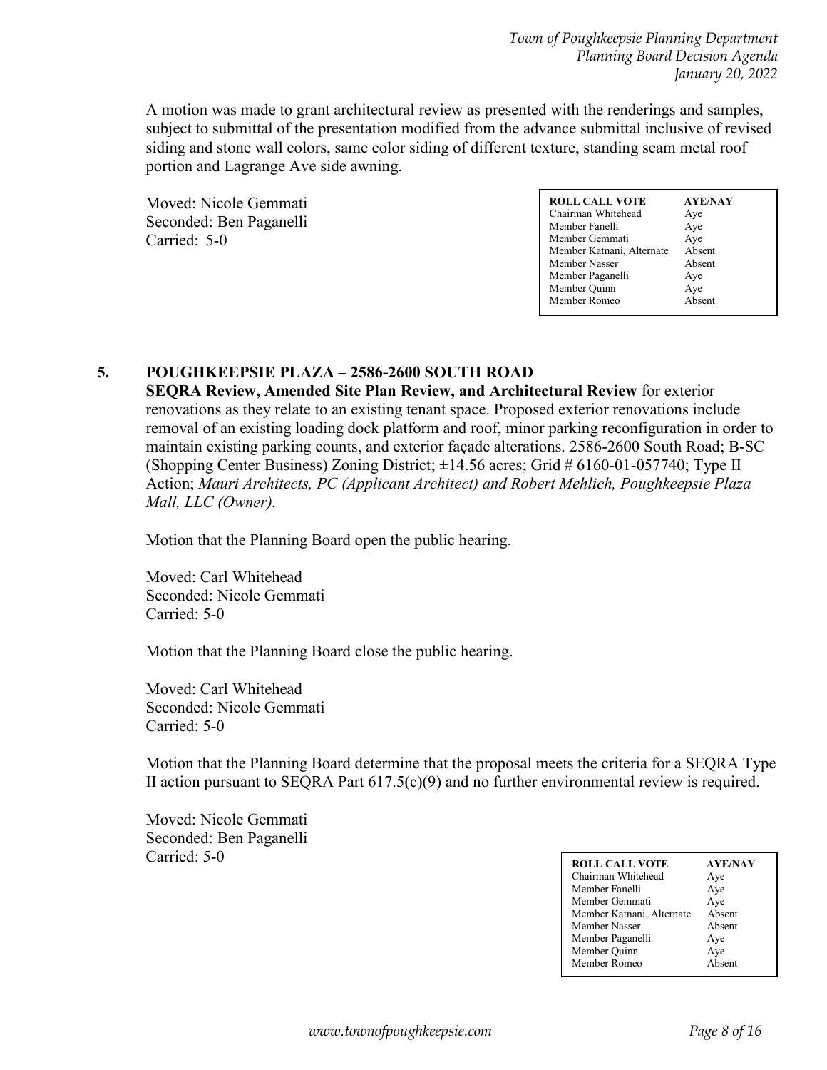A motion was made to grant architectural review as presented with the renderings and samples, subject to submittal of the presentation modified from the advance submittal inclusive of revised siding and stone wall colors, same color siding of different texture, standing seam metal roof portion and Lagrange Ave side awning.

Moved: Nicole Gemmati
Seconded: Ben Paganelli
Carried: 5-0

| ROLL CALL VOTE | AYE/NAY |
|---|---|
| Chairman Whitehead | Aye |
| Member Fanelli | Aye |
| Member Gemmati | Aye |
| Member Katnani, Alternate | Absent |
| Member Nasser | Absent |
| Member Paganelli | Aye |
| Member Quinn | Aye |
| Member Romeo | Absent |

## 5. POUGHKEEPSIE PLAZA – 2586-2600 SOUTH ROAD

**SEQRA Review, Amended Site Plan Review, and Architectural Review** for exterior renovations as they relate to an existing tenant space. Proposed exterior renovations include removal of an existing loading dock platform and roof, minor parking reconfiguration in order to maintain existing parking counts, and exterior façade alterations. 2586-2600 South Road; B-SC (Shopping Center Business) Zoning District; ±14.56 acres; Grid # 6160-01-057740; Type II Action; *Mauri Architects, PC (Applicant Architect) and Robert Mehlich, Poughkeepsie Plaza Mall, LLC (Owner).*

Motion that the Planning Board open the public hearing.

Moved: Carl Whitehead
Seconded: Nicole Gemmati
Carried: 5-0

Motion that the Planning Board close the public hearing.

Moved: Carl Whitehead
Seconded: Nicole Gemmati
Carried: 5-0

Motion that the Planning Board determine that the proposal meets the criteria for a SEQRA Type II action pursuant to SEQRA Part 617.5(c)(9) and no further environmental review is required.

Moved: Nicole Gemmati
Seconded: Ben Paganelli
Carried: 5-0

| ROLL CALL VOTE | AYE/NAY |
|---|---|
| Chairman Whitehead | Aye |
| Member Fanelli | Aye |
| Member Gemmati | Aye |
| Member Katnani, Alternate | Absent |
| Member Nasser | Absent |
| Member Paganelli | Aye |
| Member Quinn | Aye |
| Member Romeo | Absent |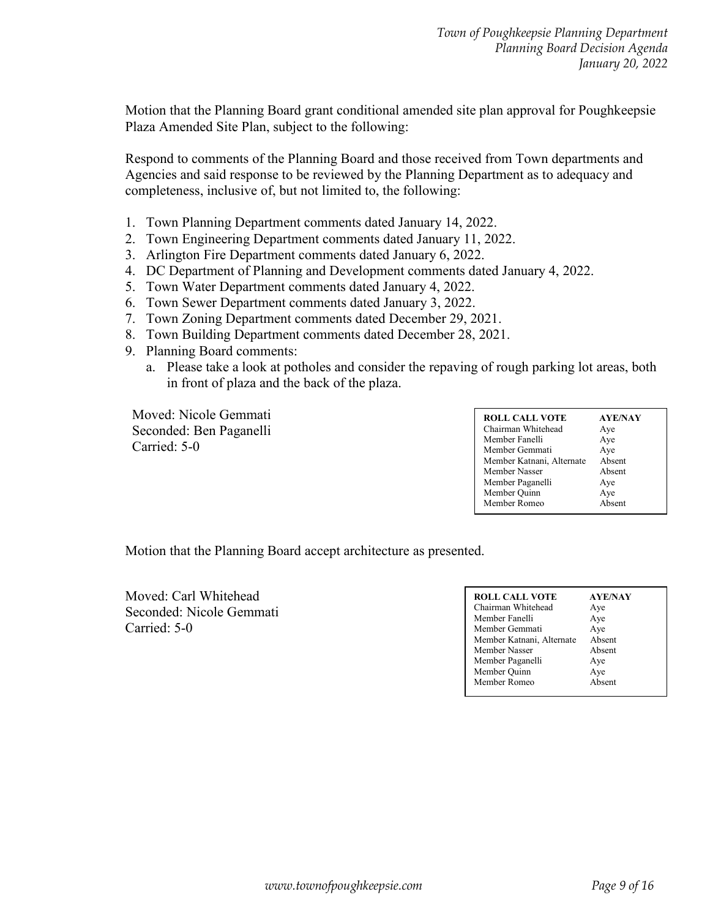Motion that the Planning Board grant conditional amended site plan approval for Poughkeepsie Plaza Amended Site Plan, subject to the following:

Respond to comments of the Planning Board and those received from Town departments and Agencies and said response to be reviewed by the Planning Department as to adequacy and completeness, inclusive of, but not limited to, the following:

1. Town Planning Department comments dated January 14, 2022.
2. Town Engineering Department comments dated January 11, 2022.
3. Arlington Fire Department comments dated January 6, 2022.
4. DC Department of Planning and Development comments dated January 4, 2022.
5. Town Water Department comments dated January 4, 2022.
6. Town Sewer Department comments dated January 3, 2022.
7. Town Zoning Department comments dated December 29, 2021.
8. Town Building Department comments dated December 28, 2021.
9. Planning Board comments:
   a. Please take a look at potholes and consider the repaving of rough parking lot areas, both in front of plaza and the back of the plaza.

Moved: Nicole Gemmati
Seconded: Ben Paganelli
Carried: 5-0

| ROLL CALL VOTE | AYE/NAY |
|---|---|
| Chairman Whitehead | Aye |
| Member Fanelli | Aye |
| Member Gemmati | Aye |
| Member Katnani, Alternate | Absent |
| Member Nasser | Absent |
| Member Paganelli | Aye |
| Member Quinn | Aye |
| Member Romeo | Absent |

Motion that the Planning Board accept architecture as presented.

Moved: Carl Whitehead
Seconded: Nicole Gemmati
Carried: 5-0

| ROLL CALL VOTE | AYE/NAY |
|---|---|
| Chairman Whitehead | Aye |
| Member Fanelli | Aye |
| Member Gemmati | Aye |
| Member Katnani, Alternate | Absent |
| Member Nasser | Absent |
| Member Paganelli | Aye |
| Member Quinn | Aye |
| Member Romeo | Absent |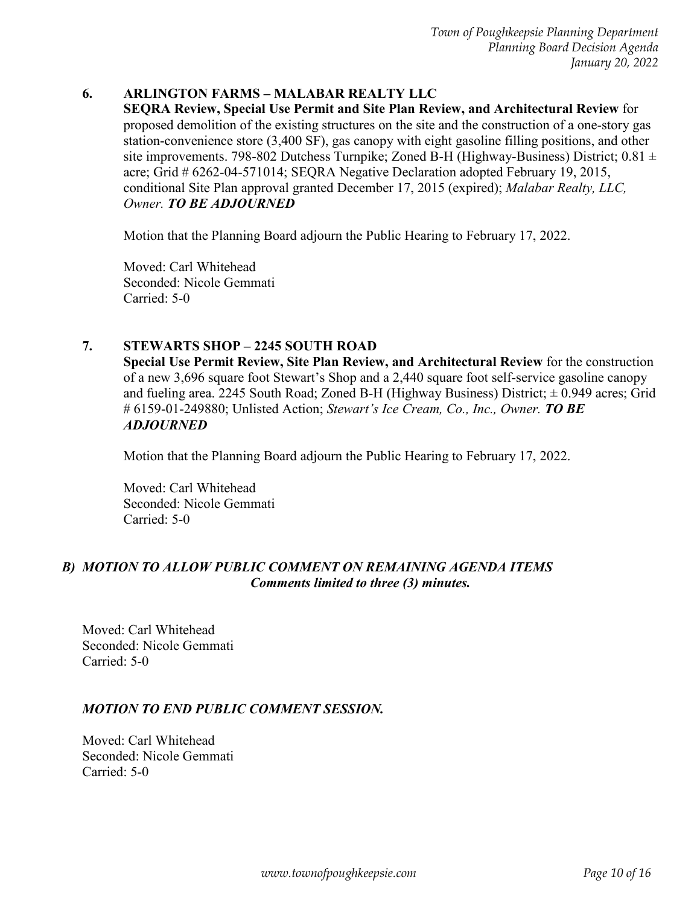## 6. ARLINGTON FARMS – MALABAR REALTY LLC

**SEQRA Review, Special Use Permit and Site Plan Review, and Architectural Review** for proposed demolition of the existing structures on the site and the construction of a one-story gas station-convenience store (3,400 SF), gas canopy with eight gasoline filling positions, and other site improvements. 798-802 Dutchess Turnpike; Zoned B-H (Highway-Business) District; 0.81 ± acre; Grid # 6262-04-571014; SEQRA Negative Declaration adopted February 19, 2015, conditional Site Plan approval granted December 17, 2015 (expired); *Malabar Realty, LLC, Owner.* ***TO BE ADJOURNED***

Motion that the Planning Board adjourn the Public Hearing to February 17, 2022.

Moved: Carl Whitehead
Seconded: Nicole Gemmati
Carried: 5-0

## 7. STEWARTS SHOP – 2245 SOUTH ROAD

**Special Use Permit Review, Site Plan Review, and Architectural Review** for the construction of a new 3,696 square foot Stewart's Shop and a 2,440 square foot self-service gasoline canopy and fueling area. 2245 South Road; Zoned B-H (Highway Business) District; ± 0.949 acres; Grid # 6159-01-249880; Unlisted Action; *Stewart's Ice Cream, Co., Inc., Owner.* ***TO BE ADJOURNED***

Motion that the Planning Board adjourn the Public Hearing to February 17, 2022.

Moved: Carl Whitehead
Seconded: Nicole Gemmati
Carried: 5-0

## *B) MOTION TO ALLOW PUBLIC COMMENT ON REMAINING AGENDA ITEMS*

***Comments limited to three (3) minutes.***

Moved: Carl Whitehead
Seconded: Nicole Gemmati
Carried: 5-0

### *MOTION TO END PUBLIC COMMENT SESSION.*

Moved: Carl Whitehead
Seconded: Nicole Gemmati
Carried: 5-0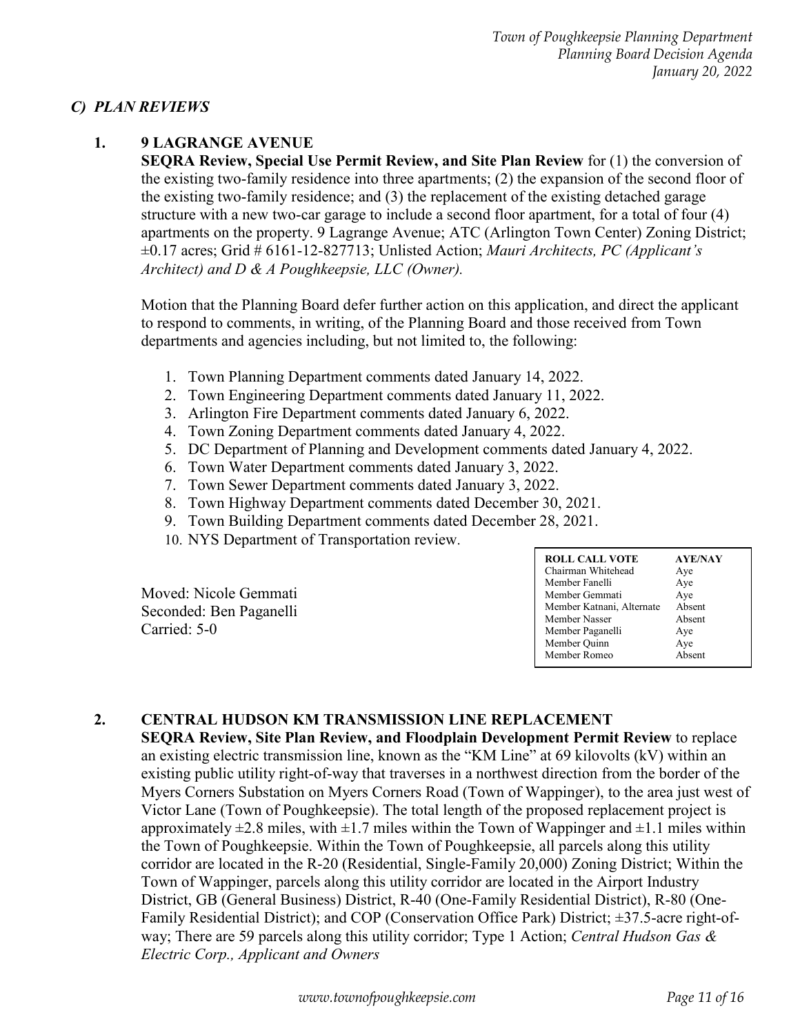## *C) PLAN REVIEWS*

### 1. 9 LAGRANGE AVENUE

**SEQRA Review, Special Use Permit Review, and Site Plan Review** for (1) the conversion of the existing two-family residence into three apartments; (2) the expansion of the second floor of the existing two-family residence; and (3) the replacement of the existing detached garage structure with a new two-car garage to include a second floor apartment, for a total of four (4) apartments on the property. 9 Lagrange Avenue; ATC (Arlington Town Center) Zoning District; ±0.17 acres; Grid # 6161-12-827713; Unlisted Action; *Mauri Architects, PC (Applicant's Architect) and D & A Poughkeepsie, LLC (Owner).*

Motion that the Planning Board defer further action on this application, and direct the applicant to respond to comments, in writing, of the Planning Board and those received from Town departments and agencies including, but not limited to, the following:

1. Town Planning Department comments dated January 14, 2022.
2. Town Engineering Department comments dated January 11, 2022.
3. Arlington Fire Department comments dated January 6, 2022.
4. Town Zoning Department comments dated January 4, 2022.
5. DC Department of Planning and Development comments dated January 4, 2022.
6. Town Water Department comments dated January 3, 2022.
7. Town Sewer Department comments dated January 3, 2022.
8. Town Highway Department comments dated December 30, 2021.
9. Town Building Department comments dated December 28, 2021.
10. NYS Department of Transportation review.

Moved: Nicole Gemmati
Seconded: Ben Paganelli
Carried: 5-0

| ROLL CALL VOTE | AYE/NAY |
|---|---|
| Chairman Whitehead | Aye |
| Member Fanelli | Aye |
| Member Gemmati | Aye |
| Member Katnani, Alternate | Absent |
| Member Nasser | Absent |
| Member Paganelli | Aye |
| Member Quinn | Aye |
| Member Romeo | Absent |

### 2. CENTRAL HUDSON KM TRANSMISSION LINE REPLACEMENT

**SEQRA Review, Site Plan Review, and Floodplain Development Permit Review** to replace an existing electric transmission line, known as the "KM Line" at 69 kilovolts (kV) within an existing public utility right-of-way that traverses in a northwest direction from the border of the Myers Corners Substation on Myers Corners Road (Town of Wappinger), to the area just west of Victor Lane (Town of Poughkeepsie). The total length of the proposed replacement project is approximately ±2.8 miles, with ±1.7 miles within the Town of Wappinger and ±1.1 miles within the Town of Poughkeepsie. Within the Town of Poughkeepsie, all parcels along this utility corridor are located in the R-20 (Residential, Single-Family 20,000) Zoning District; Within the Town of Wappinger, parcels along this utility corridor are located in the Airport Industry District, GB (General Business) District, R-40 (One-Family Residential District), R-80 (One-Family Residential District); and COP (Conservation Office Park) District; ±37.5-acre right-of-way; There are 59 parcels along this utility corridor; Type 1 Action; *Central Hudson Gas & Electric Corp., Applicant and Owners*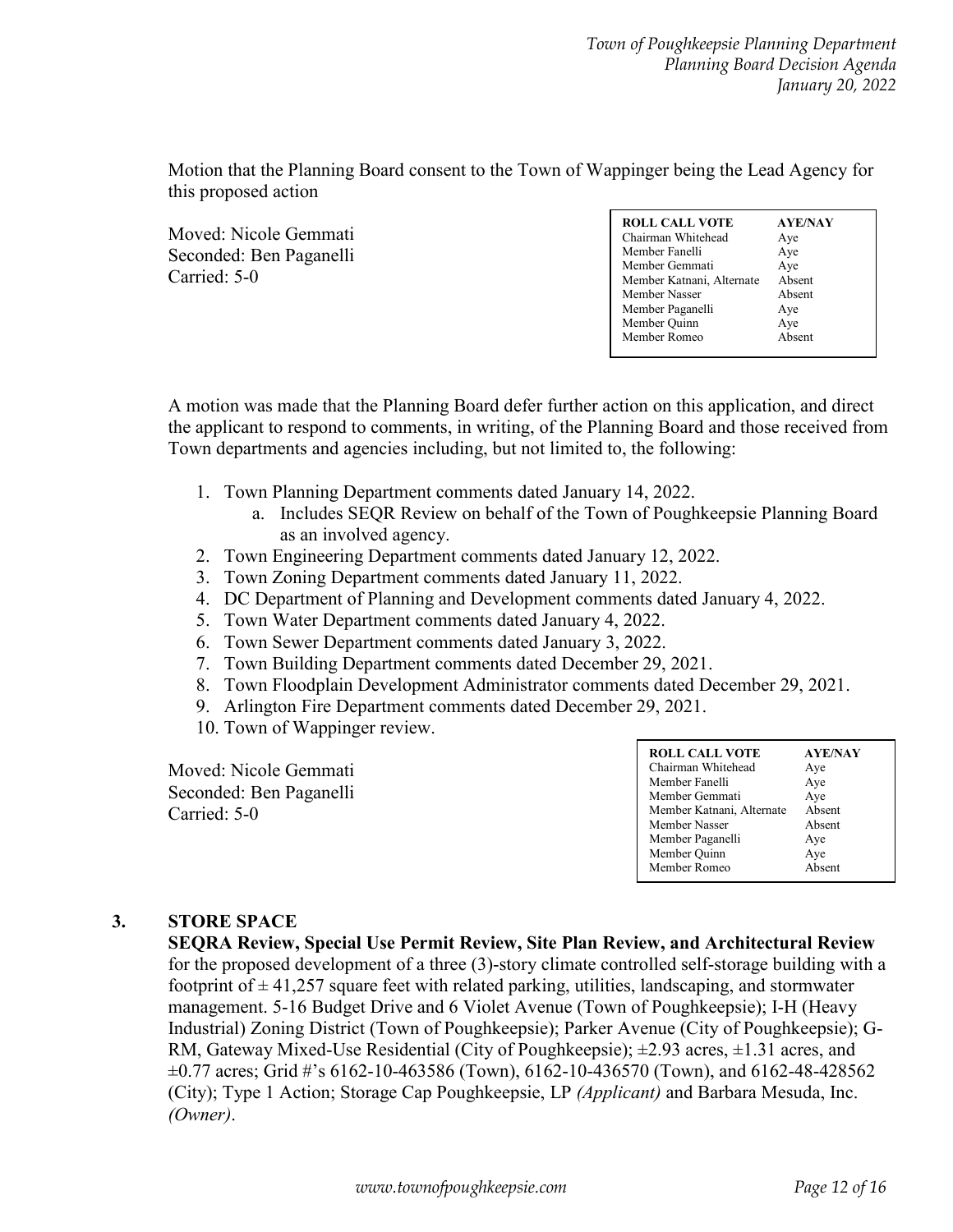Motion that the Planning Board consent to the Town of Wappinger being the Lead Agency for this proposed action

Moved: Nicole Gemmati
Seconded: Ben Paganelli
Carried: 5-0

| ROLL CALL VOTE | AYE/NAY |
|---|---|
| Chairman Whitehead | Aye |
| Member Fanelli | Aye |
| Member Gemmati | Aye |
| Member Katnani, Alternate | Absent |
| Member Nasser | Absent |
| Member Paganelli | Aye |
| Member Quinn | Aye |
| Member Romeo | Absent |

A motion was made that the Planning Board defer further action on this application, and direct the applicant to respond to comments, in writing, of the Planning Board and those received from Town departments and agencies including, but not limited to, the following:

1. Town Planning Department comments dated January 14, 2022.
   a. Includes SEQR Review on behalf of the Town of Poughkeepsie Planning Board as an involved agency.
2. Town Engineering Department comments dated January 12, 2022.
3. Town Zoning Department comments dated January 11, 2022.
4. DC Department of Planning and Development comments dated January 4, 2022.
5. Town Water Department comments dated January 4, 2022.
6. Town Sewer Department comments dated January 3, 2022.
7. Town Building Department comments dated December 29, 2021.
8. Town Floodplain Development Administrator comments dated December 29, 2021.
9. Arlington Fire Department comments dated December 29, 2021.
10. Town of Wappinger review.

Moved: Nicole Gemmati
Seconded: Ben Paganelli
Carried: 5-0

| ROLL CALL VOTE | AYE/NAY |
|---|---|
| Chairman Whitehead | Aye |
| Member Fanelli | Aye |
| Member Gemmati | Aye |
| Member Katnani, Alternate | Absent |
| Member Nasser | Absent |
| Member Paganelli | Aye |
| Member Quinn | Aye |
| Member Romeo | Absent |

### 3. STORE SPACE

**SEQRA Review, Special Use Permit Review, Site Plan Review, and Architectural Review** for the proposed development of a three (3)-story climate controlled self-storage building with a footprint of ± 41,257 square feet with related parking, utilities, landscaping, and stormwater management. 5-16 Budget Drive and 6 Violet Avenue (Town of Poughkeepsie); I-H (Heavy Industrial) Zoning District (Town of Poughkeepsie); Parker Avenue (City of Poughkeepsie); G-RM, Gateway Mixed-Use Residential (City of Poughkeepsie); ±2.93 acres, ±1.31 acres, and ±0.77 acres; Grid #'s 6162-10-463586 (Town), 6162-10-436570 (Town), and 6162-48-428562 (City); Type 1 Action; Storage Cap Poughkeepsie, LP *(Applicant)* and Barbara Mesuda, Inc. *(Owner)*.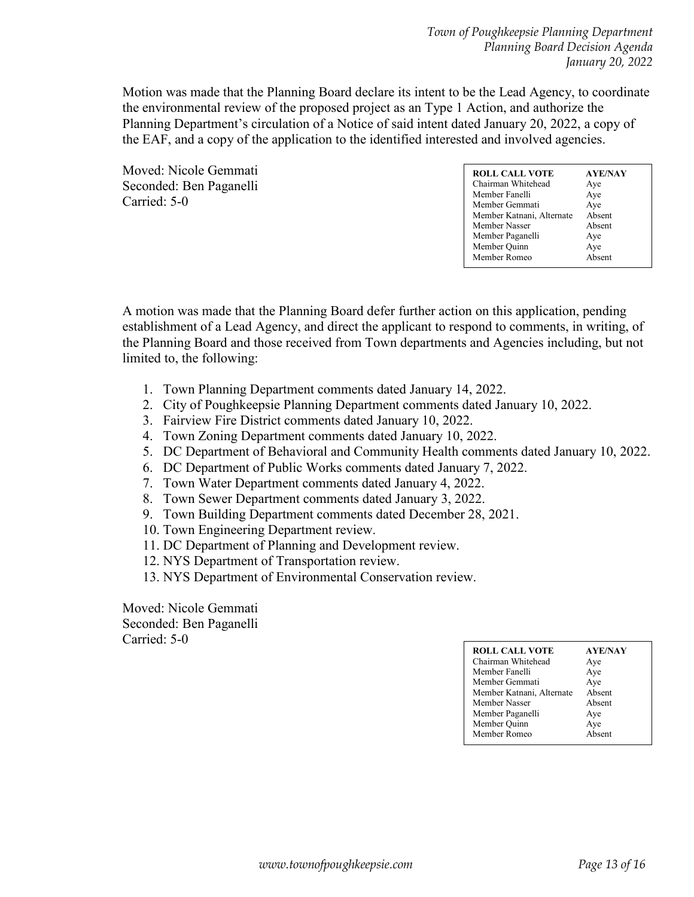Motion was made that the Planning Board declare its intent to be the Lead Agency, to coordinate the environmental review of the proposed project as an Type 1 Action, and authorize the Planning Department's circulation of a Notice of said intent dated January 20, 2022, a copy of the EAF, and a copy of the application to the identified interested and involved agencies.

Moved: Nicole Gemmati
Seconded: Ben Paganelli
Carried: 5-0

| ROLL CALL VOTE | AYE/NAY |
|---|---|
| Chairman Whitehead | Aye |
| Member Fanelli | Aye |
| Member Gemmati | Aye |
| Member Katnani, Alternate | Absent |
| Member Nasser | Absent |
| Member Paganelli | Aye |
| Member Quinn | Aye |
| Member Romeo | Absent |

A motion was made that the Planning Board defer further action on this application, pending establishment of a Lead Agency, and direct the applicant to respond to comments, in writing, of the Planning Board and those received from Town departments and Agencies including, but not limited to, the following:

1. Town Planning Department comments dated January 14, 2022.
2. City of Poughkeepsie Planning Department comments dated January 10, 2022.
3. Fairview Fire District comments dated January 10, 2022.
4. Town Zoning Department comments dated January 10, 2022.
5. DC Department of Behavioral and Community Health comments dated January 10, 2022.
6. DC Department of Public Works comments dated January 7, 2022.
7. Town Water Department comments dated January 4, 2022.
8. Town Sewer Department comments dated January 3, 2022.
9. Town Building Department comments dated December 28, 2021.
10. Town Engineering Department review.
11. DC Department of Planning and Development review.
12. NYS Department of Transportation review.
13. NYS Department of Environmental Conservation review.

Moved: Nicole Gemmati
Seconded: Ben Paganelli
Carried: 5-0

| ROLL CALL VOTE | AYE/NAY |
|---|---|
| Chairman Whitehead | Aye |
| Member Fanelli | Aye |
| Member Gemmati | Aye |
| Member Katnani, Alternate | Absent |
| Member Nasser | Absent |
| Member Paganelli | Aye |
| Member Quinn | Aye |
| Member Romeo | Absent |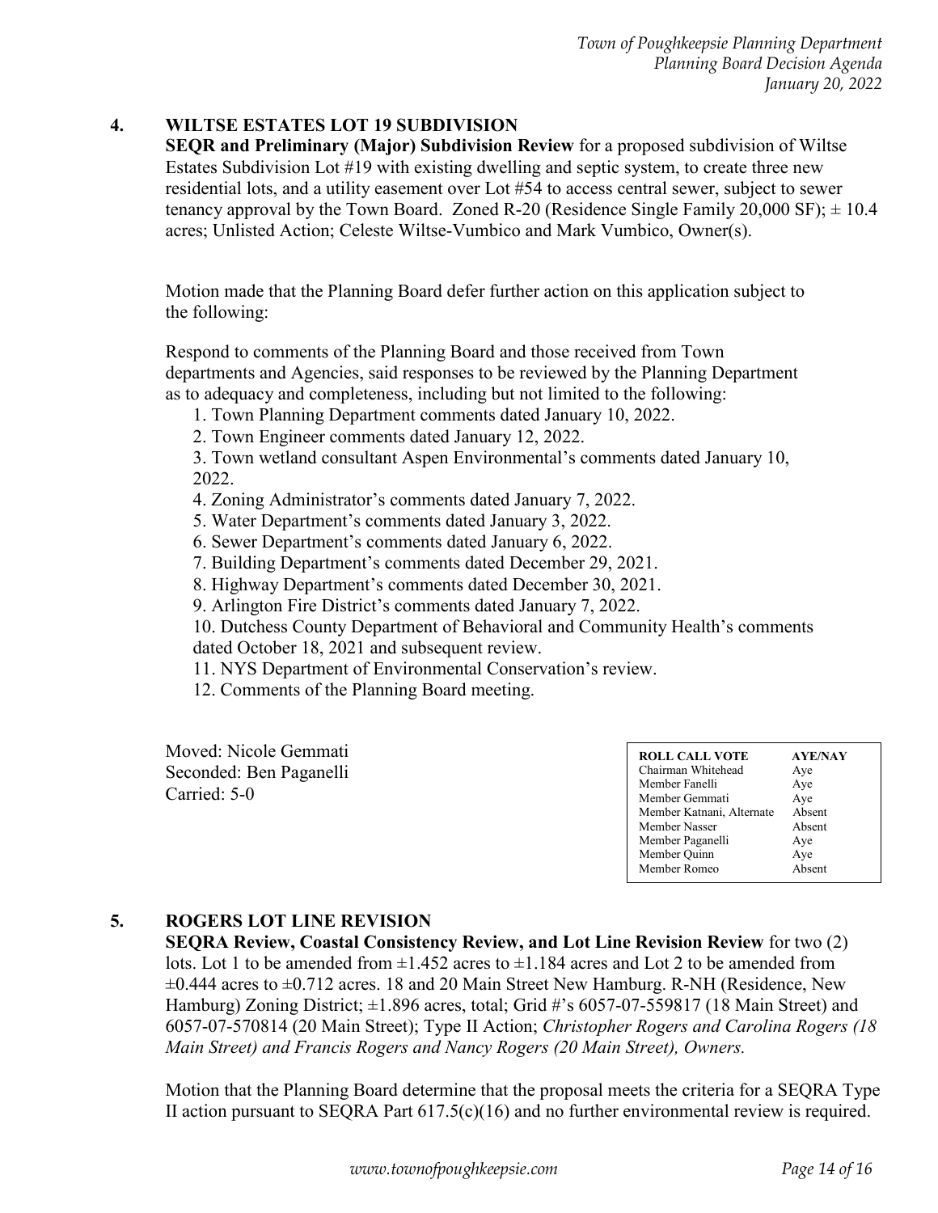## 4. WILTSE ESTATES LOT 19 SUBDIVISION

**SEQR and Preliminary (Major) Subdivision Review** for a proposed subdivision of Wiltse Estates Subdivision Lot #19 with existing dwelling and septic system, to create three new residential lots, and a utility easement over Lot #54 to access central sewer, subject to sewer tenancy approval by the Town Board. Zoned R-20 (Residence Single Family 20,000 SF); ± 10.4 acres; Unlisted Action; Celeste Wiltse-Vumbico and Mark Vumbico, Owner(s).

Motion made that the Planning Board defer further action on this application subject to the following:

Respond to comments of the Planning Board and those received from Town departments and Agencies, said responses to be reviewed by the Planning Department as to adequacy and completeness, including but not limited to the following:

1. Town Planning Department comments dated January 10, 2022.
2. Town Engineer comments dated January 12, 2022.
3. Town wetland consultant Aspen Environmental's comments dated January 10, 2022.
4. Zoning Administrator's comments dated January 7, 2022.
5. Water Department's comments dated January 3, 2022.
6. Sewer Department's comments dated January 6, 2022.
7. Building Department's comments dated December 29, 2021.
8. Highway Department's comments dated December 30, 2021.
9. Arlington Fire District's comments dated January 7, 2022.
10. Dutchess County Department of Behavioral and Community Health's comments dated October 18, 2021 and subsequent review.
11. NYS Department of Environmental Conservation's review.
12. Comments of the Planning Board meeting.

Moved: Nicole Gemmati
Seconded: Ben Paganelli
Carried: 5-0

| ROLL CALL VOTE | AYE/NAY |
|---|---|
| Chairman Whitehead | Aye |
| Member Fanelli | Aye |
| Member Gemmati | Aye |
| Member Katnani, Alternate | Absent |
| Member Nasser | Absent |
| Member Paganelli | Aye |
| Member Quinn | Aye |
| Member Romeo | Absent |

## 5. ROGERS LOT LINE REVISION

**SEQRA Review, Coastal Consistency Review, and Lot Line Revision Review** for two (2) lots. Lot 1 to be amended from ±1.452 acres to ±1.184 acres and Lot 2 to be amended from ±0.444 acres to ±0.712 acres. 18 and 20 Main Street New Hamburg. R-NH (Residence, New Hamburg) Zoning District; ±1.896 acres, total; Grid #'s 6057-07-559817 (18 Main Street) and 6057-07-570814 (20 Main Street); Type II Action; *Christopher Rogers and Carolina Rogers (18 Main Street) and Francis Rogers and Nancy Rogers (20 Main Street), Owners.*

Motion that the Planning Board determine that the proposal meets the criteria for a SEQRA Type II action pursuant to SEQRA Part 617.5(c)(16) and no further environmental review is required.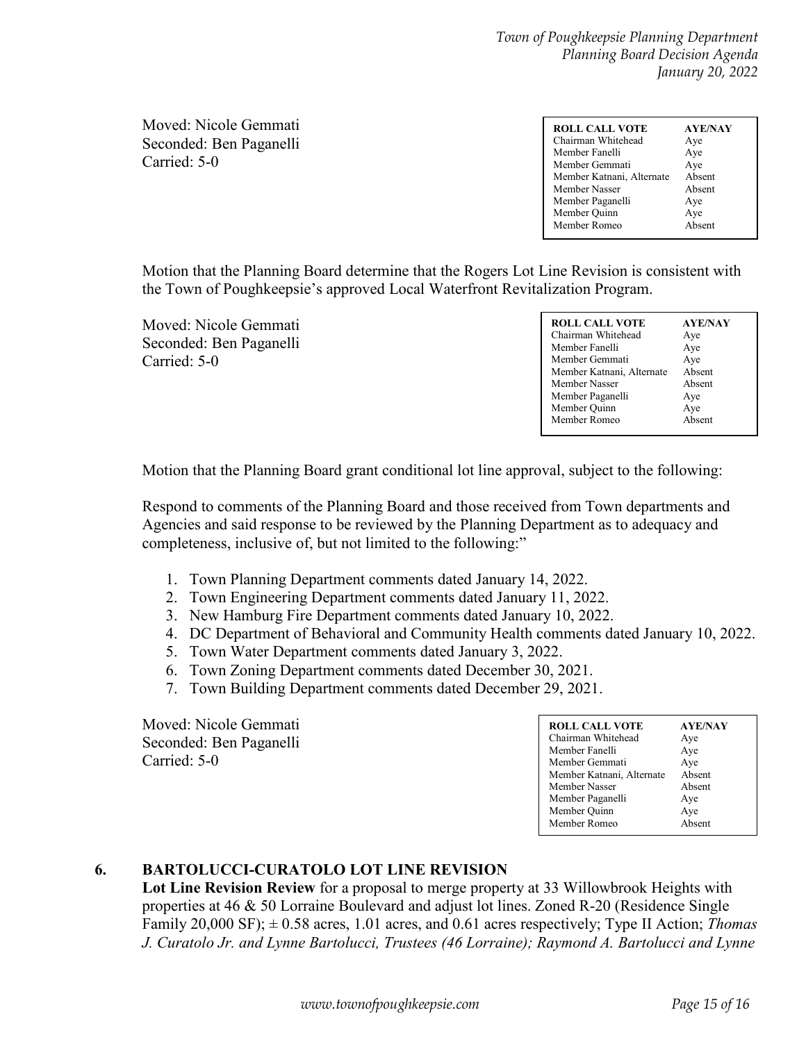Moved: Nicole Gemmati
Seconded: Ben Paganelli
Carried: 5-0

| ROLL CALL VOTE | AYE/NAY |
|---|---|
| Chairman Whitehead | Aye |
| Member Fanelli | Aye |
| Member Gemmati | Aye |
| Member Katnani, Alternate | Absent |
| Member Nasser | Absent |
| Member Paganelli | Aye |
| Member Quinn | Aye |
| Member Romeo | Absent |

Motion that the Planning Board determine that the Rogers Lot Line Revision is consistent with the Town of Poughkeepsie's approved Local Waterfront Revitalization Program.

Moved: Nicole Gemmati
Seconded: Ben Paganelli
Carried: 5-0

| ROLL CALL VOTE | AYE/NAY |
|---|---|
| Chairman Whitehead | Aye |
| Member Fanelli | Aye |
| Member Gemmati | Aye |
| Member Katnani, Alternate | Absent |
| Member Nasser | Absent |
| Member Paganelli | Aye |
| Member Quinn | Aye |
| Member Romeo | Absent |

Motion that the Planning Board grant conditional lot line approval, subject to the following:

Respond to comments of the Planning Board and those received from Town departments and Agencies and said response to be reviewed by the Planning Department as to adequacy and completeness, inclusive of, but not limited to the following:"

1. Town Planning Department comments dated January 14, 2022.
2. Town Engineering Department comments dated January 11, 2022.
3. New Hamburg Fire Department comments dated January 10, 2022.
4. DC Department of Behavioral and Community Health comments dated January 10, 2022.
5. Town Water Department comments dated January 3, 2022.
6. Town Zoning Department comments dated December 30, 2021.
7. Town Building Department comments dated December 29, 2021.

Moved: Nicole Gemmati
Seconded: Ben Paganelli
Carried: 5-0

| ROLL CALL VOTE | AYE/NAY |
|---|---|
| Chairman Whitehead | Aye |
| Member Fanelli | Aye |
| Member Gemmati | Aye |
| Member Katnani, Alternate | Absent |
| Member Nasser | Absent |
| Member Paganelli | Aye |
| Member Quinn | Aye |
| Member Romeo | Absent |

## 6. BARTOLUCCI-CURATOLO LOT LINE REVISION

**Lot Line Revision Review** for a proposal to merge property at 33 Willowbrook Heights with properties at 46 & 50 Lorraine Boulevard and adjust lot lines. Zoned R-20 (Residence Single Family 20,000 SF); ± 0.58 acres, 1.01 acres, and 0.61 acres respectively; Type II Action; *Thomas J. Curatolo Jr. and Lynne Bartolucci, Trustees (46 Lorraine); Raymond A. Bartolucci and Lynne*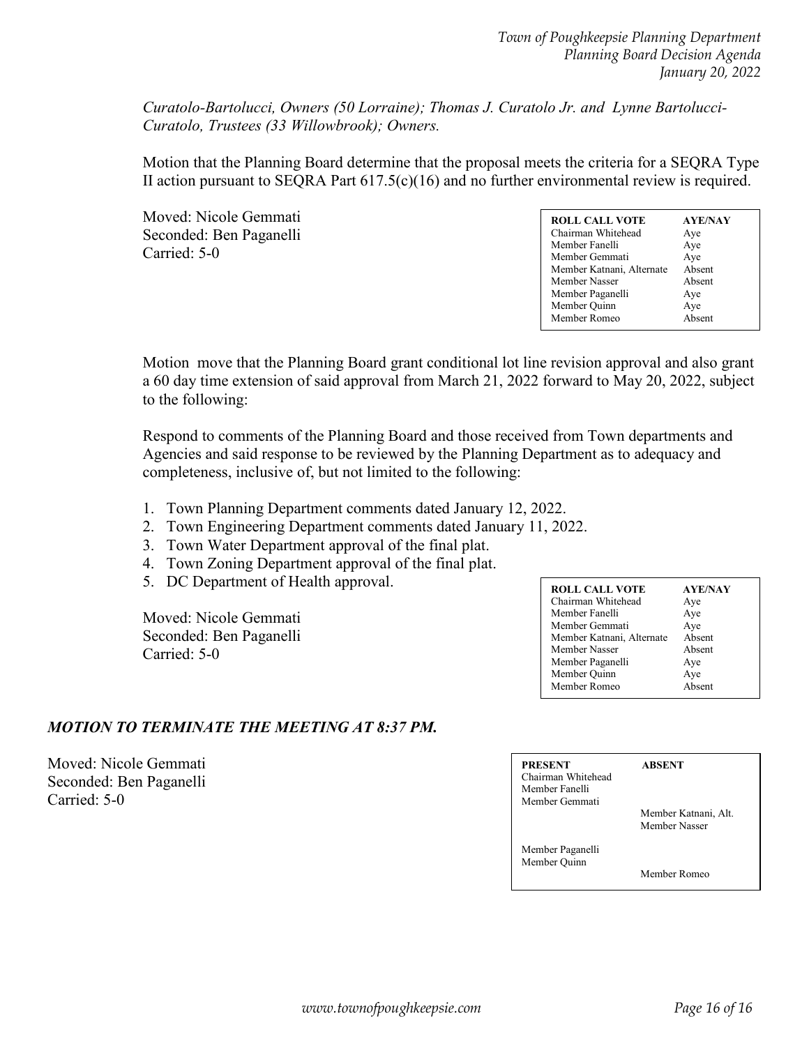*Curatolo-Bartolucci, Owners (50 Lorraine); Thomas J. Curatolo Jr. and Lynne Bartolucci-Curatolo, Trustees (33 Willowbrook); Owners.*

Motion that the Planning Board determine that the proposal meets the criteria for a SEQRA Type II action pursuant to SEQRA Part 617.5(c)(16) and no further environmental review is required.

Moved: Nicole Gemmati
Seconded: Ben Paganelli
Carried: 5-0

| ROLL CALL VOTE | AYE/NAY |
|---|---|
| Chairman Whitehead | Aye |
| Member Fanelli | Aye |
| Member Gemmati | Aye |
| Member Katnani, Alternate | Absent |
| Member Nasser | Absent |
| Member Paganelli | Aye |
| Member Quinn | Aye |
| Member Romeo | Absent |

Motion move that the Planning Board grant conditional lot line revision approval and also grant a 60 day time extension of said approval from March 21, 2022 forward to May 20, 2022, subject to the following:

Respond to comments of the Planning Board and those received from Town departments and Agencies and said response to be reviewed by the Planning Department as to adequacy and completeness, inclusive of, but not limited to the following:

1. Town Planning Department comments dated January 12, 2022.
2. Town Engineering Department comments dated January 11, 2022.
3. Town Water Department approval of the final plat.
4. Town Zoning Department approval of the final plat.
5. DC Department of Health approval.

Moved: Nicole Gemmati
Seconded: Ben Paganelli
Carried: 5-0

| ROLL CALL VOTE | AYE/NAY |
|---|---|
| Chairman Whitehead | Aye |
| Member Fanelli | Aye |
| Member Gemmati | Aye |
| Member Katnani, Alternate | Absent |
| Member Nasser | Absent |
| Member Paganelli | Aye |
| Member Quinn | Aye |
| Member Romeo | Absent |

***MOTION TO TERMINATE THE MEETING AT 8:37 PM.***

Moved: Nicole Gemmati
Seconded: Ben Paganelli
Carried: 5-0

| PRESENT | ABSENT |
|---|---|
| Chairman Whitehead | |
| Member Fanelli | |
| Member Gemmati | |
| | Member Katnani, Alt. |
| | Member Nasser |
| Member Paganelli | |
| Member Quinn | |
| | Member Romeo |